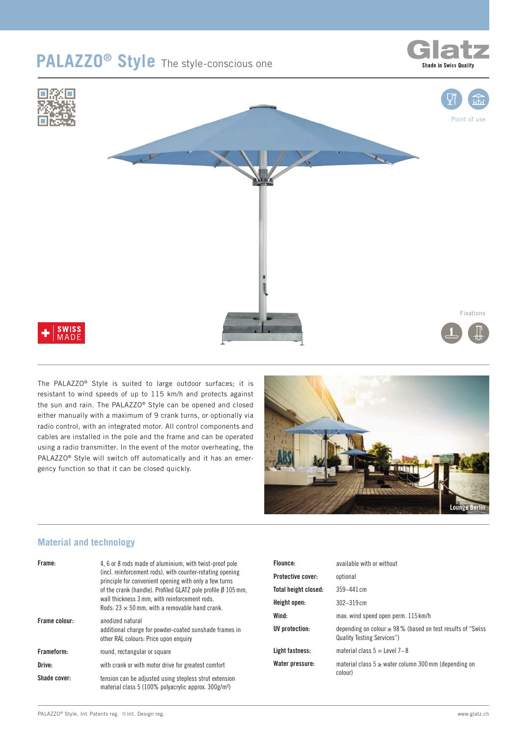# PALAZZO® Style The style-conscious one

Glatz
Shade in Swiss Quality

Point of use

Fixations

SWISS MADE

The PALAZZO® Style is suited to large outdoor surfaces; it is resistant to wind speeds of up to 115 km/h and protects against the sun and rain. The PALAZZO® Style can be opened and closed either manually with a maximum of 9 crank turns, or optionally via radio control, with an integrated motor. All control components and cables are installed in the pole and the frame and can be operated using a radio transmitter. In the event of the motor overheating, the PALAZZO® Style will switch off automatically and it has an emergency function so that it can be closed quickly.

Lounge Berlin

## Material and technology

| | |
|---|---|
| **Frame:** | 4, 6 or 8 rods made of aluminium, with twist-proof pole (incl. reinforcement rods), with counter-rotating opening principle for convenient opening with only a few turns of the crank (handle). Profiled GLATZ pole profile Ø 105 mm, wall thickness 3 mm, with reinforcement rods. Rods: 23 × 50 mm, with a removable hand crank. |
| **Frame colour:** | anodized natural<br>additional charge for powder-coated sunshade frames in other RAL colours: Price upon enquiry |
| **Frameform:** | round, rectangular or square |
| **Drive:** | with crank or with motor drive for greatest comfort |
| **Shade cover:** | tension can be adjusted using stepless strut extension<br>material class 5 (100% polyacrylic approx. 300g/m²) |
| **Flounce:** | available with or without |
| **Protective cover:** | optional |
| **Total height closed:** | 359–441 cm |
| **Height open:** | 302–319 cm |
| **Wind:** | max. wind speed open perm. 115 km/h |
| **UV protection:** | depending on colour ≥ 98 % (based on test results of "Swiss Quality Testing Services") |
| **Light fastness:** | material class 5 = Level 7– 8 |
| **Water pressure:** | material class 5 ≥ water column 300 mm (depending on colour) |

PALAZZO® Style, Int. Patents reg. ©Int. Design reg.

www.glatz.ch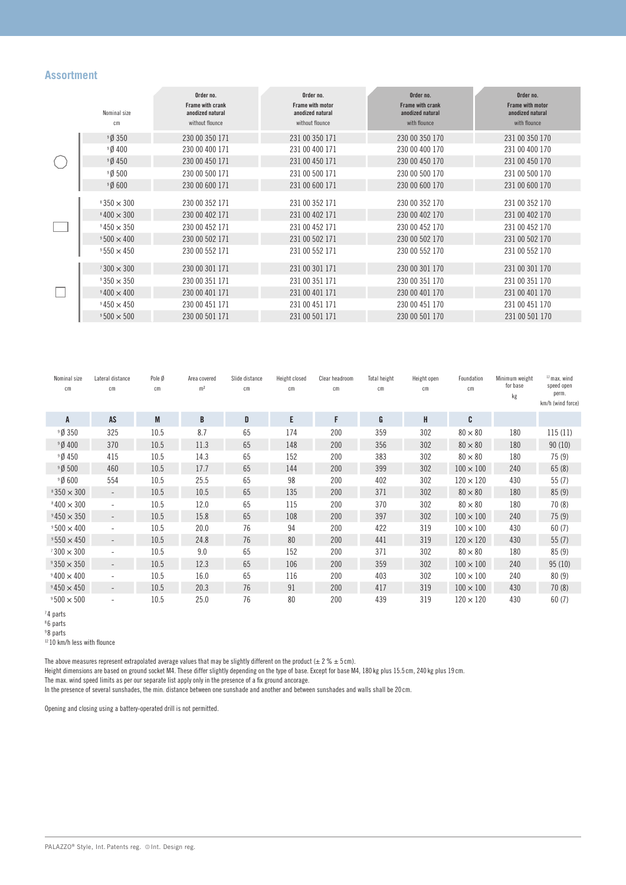## Assortment

| | Nominal size cm | Order no. Frame with crank anodized natural without flounce | Order no. Frame with motor anodized natural without flounce | Order no. Frame with crank anodized natural with flounce | Order no. Frame with motor anodized natural with flounce |
|---|---|---|---|---|---|
| ○ | [9] Ø 350 | 230 00 350 171 | 231 00 350 171 | 230 00 350 170 | 231 00 350 170 |
| | [9] Ø 400 | 230 00 400 171 | 231 00 400 171 | 230 00 400 170 | 231 00 400 170 |
| | [9] Ø 450 | 230 00 450 171 | 231 00 450 171 | 230 00 450 170 | 231 00 450 170 |
| | [9] Ø 500 | 230 00 500 171 | 231 00 500 171 | 230 00 500 170 | 231 00 500 170 |
| | [9] Ø 600 | 230 00 600 171 | 231 00 600 171 | 230 00 600 170 | 231 00 600 170 |
| ▭ | [8] 350 × 300 | 230 00 352 171 | 231 00 352 171 | 230 00 352 170 | 231 00 352 170 |
| | [8] 400 × 300 | 230 00 402 171 | 231 00 402 171 | 230 00 402 170 | 231 00 402 170 |
| | [9] 450 × 350 | 230 00 452 171 | 231 00 452 171 | 230 00 452 170 | 231 00 452 170 |
| | [9] 500 × 400 | 230 00 502 171 | 231 00 502 171 | 230 00 502 170 | 231 00 502 170 |
| | [9] 550 × 450 | 230 00 552 171 | 231 00 552 171 | 230 00 552 170 | 231 00 552 170 |
| □ | [7] 300 × 300 | 230 00 301 171 | 231 00 301 171 | 230 00 301 170 | 231 00 301 170 |
| | [9] 350 × 350 | 230 00 351 171 | 231 00 351 171 | 230 00 351 170 | 231 00 351 170 |
| | [9] 400 × 400 | 230 00 401 171 | 231 00 401 171 | 230 00 401 170 | 231 00 401 170 |
| | [9] 450 × 450 | 230 00 451 171 | 231 00 451 171 | 230 00 451 170 | 231 00 451 170 |
| | [9] 500 × 500 | 230 00 501 171 | 231 00 501 171 | 230 00 501 170 | 231 00 501 170 |

| Nominal size cm | Lateral distance cm | Pole Ø cm | Area covered m² | Slide distance cm | Height closed cm | Clear headroom cm | Total height cm | Height open cm | Foundation cm | Minimum weight for base kg | [12] max. wind speed open perm. km/h (wind force) |
|---|---|---|---|---|---|---|---|---|---|---|---|
| **A** | **AS** | **M** | **B** | **D** | **E** | **F** | **G** | **H** | **C** | | |
| [9] Ø 350 | 325 | 10.5 | 8.7 | 65 | 174 | 200 | 359 | 302 | 80 × 80 | 180 | 115 (11) |
| [9] Ø 400 | 370 | 10.5 | 11.3 | 65 | 148 | 200 | 356 | 302 | 80 × 80 | 180 | 90 (10) |
| [9] Ø 450 | 415 | 10.5 | 14.3 | 65 | 152 | 200 | 383 | 302 | 80 × 80 | 180 | 75 (9) |
| [9] Ø 500 | 460 | 10.5 | 17.7 | 65 | 144 | 200 | 399 | 302 | 100 × 100 | 240 | 65 (8) |
| [9] Ø 600 | 554 | 10.5 | 25.5 | 65 | 98 | 200 | 402 | 302 | 120 × 120 | 430 | 55 (7) |
| [8] 350 × 300 | - | 10.5 | 10.5 | 65 | 135 | 200 | 371 | 302 | 80 × 80 | 180 | 85 (9) |
| [8] 400 × 300 | - | 10.5 | 12.0 | 65 | 115 | 200 | 370 | 302 | 80 × 80 | 180 | 70 (8) |
| [9] 450 × 350 | - | 10.5 | 15.8 | 65 | 108 | 200 | 397 | 302 | 100 × 100 | 240 | 75 (9) |
| [9] 500 × 400 | - | 10.5 | 20.0 | 76 | 94 | 200 | 422 | 319 | 100 × 100 | 430 | 60 (7) |
| [9] 550 × 450 | - | 10.5 | 24.8 | 76 | 80 | 200 | 441 | 319 | 120 × 120 | 430 | 55 (7) |
| [7] 300 × 300 | - | 10.5 | 9.0 | 65 | 152 | 200 | 371 | 302 | 80 × 80 | 180 | 85 (9) |
| [9] 350 × 350 | - | 10.5 | 12.3 | 65 | 106 | 200 | 359 | 302 | 100 × 100 | 240 | 95 (10) |
| [9] 400 × 400 | - | 10.5 | 16.0 | 65 | 116 | 200 | 403 | 302 | 100 × 100 | 240 | 80 (9) |
| [9] 450 × 450 | - | 10.5 | 20.3 | 76 | 91 | 200 | 417 | 319 | 100 × 100 | 430 | 70 (8) |
| [9] 500 × 500 | - | 10.5 | 25.0 | 76 | 80 | 200 | 439 | 319 | 120 × 120 | 430 | 60 (7) |

[7] 4 parts
[8] 6 parts
[9] 8 parts
[12] 10 km/h less with flounce

The above measures represent extrapolated average values that may be slightly different on the product (± 2 % ± 5 cm).
Height dimensions are based on ground socket M4. These differ slightly depending on the type of base. Except for base M4, 180 kg plus 15.5 cm, 240 kg plus 19 cm.
The max. wind speed limits as per our separate list apply only in the presence of a fix ground ancorage.
In the presence of several sunshades, the min. distance between one sunshade and another and between sunshades and walls shall be 20 cm.

Opening and closing using a battery-operated drill is not permitted.

PALAZZO® Style, Int. Patents reg. © Int. Design reg.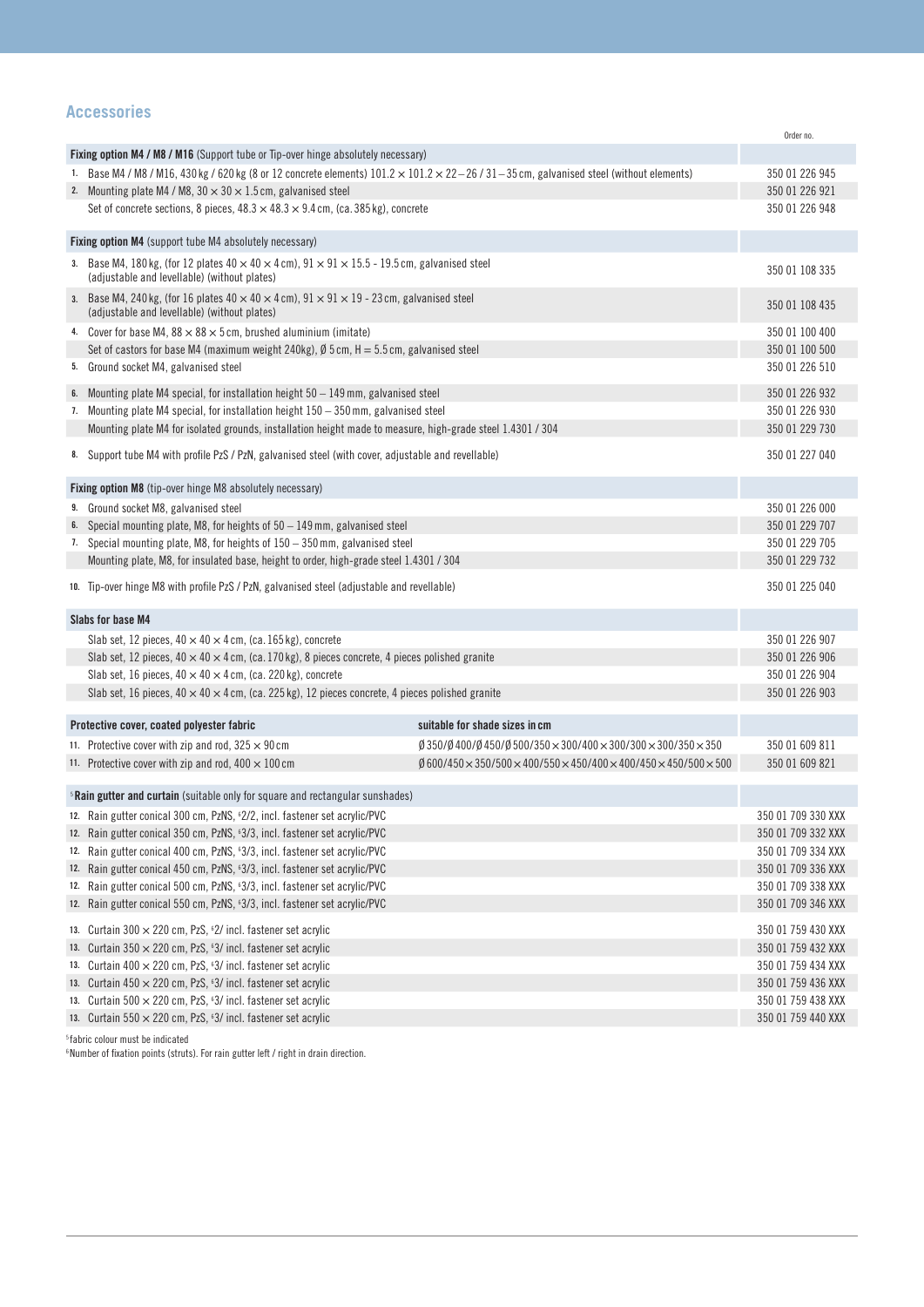## Accessories

| | Order no. |
|---|---|
| **Fixing option M4 / M8 / M16** (Support tube or Tip-over hinge absolutely necessary) | |
| 1. Base M4 / M8 / M16, 430 kg / 620 kg (8 or 12 concrete elements) 101.2 × 101.2 × 22 – 26 / 31 – 35 cm, galvanised steel (without elements) | 350 01 226 945 |
| 2. Mounting plate M4 / M8, 30 × 30 × 1.5 cm, galvanised steel | 350 01 226 921 |
| Set of concrete sections, 8 pieces, 48.3 × 48.3 × 9.4 cm, (ca. 385 kg), concrete | 350 01 226 948 |
| **Fixing option M4** (support tube M4 absolutely necessary) | |
| 3. Base M4, 180 kg, (for 12 plates 40 × 40 × 4 cm), 91 × 91 × 15.5 - 19.5 cm, galvanised steel (adjustable and levellable) (without plates) | 350 01 108 335 |
| 3. Base M4, 240 kg, (for 16 plates 40 × 40 × 4 cm), 91 × 91 × 19 - 23 cm, galvanised steel (adjustable and levellable) (without plates) | 350 01 108 435 |
| 4. Cover for base M4, 88 × 88 × 5 cm, brushed aluminium (imitate) | 350 01 100 400 |
| Set of castors for base M4 (maximum weight 240kg), Ø 5 cm, H = 5.5 cm, galvanised steel | 350 01 100 500 |
| 5. Ground socket M4, galvanised steel | 350 01 226 510 |
| 6. Mounting plate M4 special, for installation height 50 – 149 mm, galvanised steel | 350 01 226 932 |
| 7. Mounting plate M4 special, for installation height 150 – 350 mm, galvanised steel | 350 01 226 930 |
| Mounting plate M4 for isolated grounds, installation height made to measure, high-grade steel 1.4301 / 304 | 350 01 229 730 |
| 8. Support tube M4 with profile PzS / PzN, galvanised steel (with cover, adjustable and revellable) | 350 01 227 040 |
| **Fixing option M8** (tip-over hinge M8 absolutely necessary) | |
| 9. Ground socket M8, galvanised steel | 350 01 226 000 |
| 6. Special mounting plate, M8, for heights of 50 – 149 mm, galvanised steel | 350 01 229 707 |
| 7. Special mounting plate, M8, for heights of 150 – 350 mm, galvanised steel | 350 01 229 705 |
| Mounting plate, M8, for insulated base, height to order, high-grade steel 1.4301 / 304 | 350 01 229 732 |
| 10. Tip-over hinge M8 with profile PzS / PzN, galvanised steel (adjustable and revellable) | 350 01 225 040 |
| **Slabs for base M4** | |
| Slab set, 12 pieces, 40 × 40 × 4 cm, (ca. 165 kg), concrete | 350 01 226 907 |
| Slab set, 12 pieces, 40 × 40 × 4 cm, (ca. 170 kg), 8 pieces concrete, 4 pieces polished granite | 350 01 226 906 |
| Slab set, 16 pieces, 40 × 40 × 4 cm, (ca. 220 kg), concrete | 350 01 226 904 |
| Slab set, 16 pieces, 40 × 40 × 4 cm, (ca. 225 kg), 12 pieces concrete, 4 pieces polished granite | 350 01 226 903 |

| Protective cover, coated polyester fabric | suitable for shade sizes in cm | |
|---|---|---|
| 11. Protective cover with zip and rod, 325 × 90 cm | Ø 350/Ø 400/Ø 450/Ø 500/350 × 300/400 × 300/300 × 300/350 × 350 | 350 01 609 811 |
| 11. Protective cover with zip and rod, 400 × 100 cm | Ø 600/450 × 350/500 × 400/550 × 450/400 × 400/450 × 450/500 × 500 | 350 01 609 821 |

| [5]**Rain gutter and curtain** (suitable only for square and rectangular sunshades) | |
|---|---|
| 12. Rain gutter conical 300 cm, PzNS, [6]2/2, incl. fastener set acrylic/PVC | 350 01 709 330 XXX |
| 12. Rain gutter conical 350 cm, PzNS, [6]3/3, incl. fastener set acrylic/PVC | 350 01 709 332 XXX |
| 12. Rain gutter conical 400 cm, PzNS, [6]3/3, incl. fastener set acrylic/PVC | 350 01 709 334 XXX |
| 12. Rain gutter conical 450 cm, PzNS, [6]3/3, incl. fastener set acrylic/PVC | 350 01 709 336 XXX |
| 12. Rain gutter conical 500 cm, PzNS, [6]3/3, incl. fastener set acrylic/PVC | 350 01 709 338 XXX |
| 12. Rain gutter conical 550 cm, PzNS, [6]3/3, incl. fastener set acrylic/PVC | 350 01 709 346 XXX |
| 13. Curtain 300 × 220 cm, PzS, [6]2/ incl. fastener set acrylic | 350 01 759 430 XXX |
| 13. Curtain 350 × 220 cm, PzS, [6]3/ incl. fastener set acrylic | 350 01 759 432 XXX |
| 13. Curtain 400 × 220 cm, PzS, [6]3/ incl. fastener set acrylic | 350 01 759 434 XXX |
| 13. Curtain 450 × 220 cm, PzS, [6]3/ incl. fastener set acrylic | 350 01 759 436 XXX |
| 13. Curtain 500 × 220 cm, PzS, [6]3/ incl. fastener set acrylic | 350 01 759 438 XXX |
| 13. Curtain 550 × 220 cm, PzS, [6]3/ incl. fastener set acrylic | 350 01 759 440 XXX |

[5]fabric colour must be indicated
[6]Number of fixation points (struts). For rain gutter left / right in drain direction.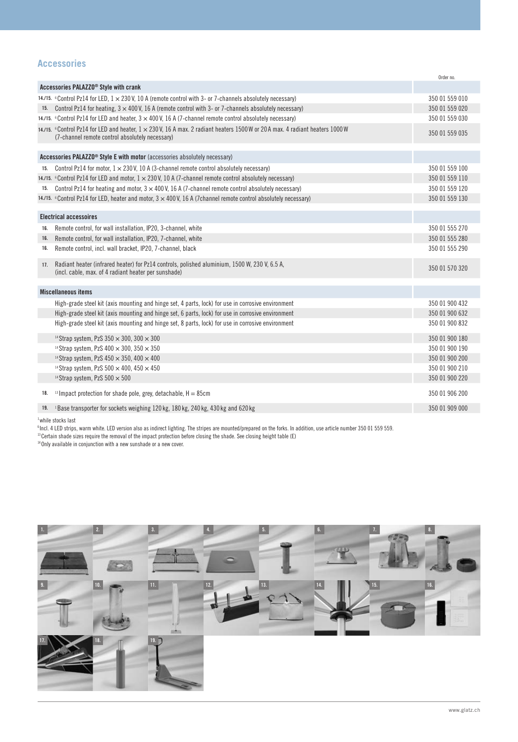## Accessories

| | | Order no. |
|---|---|---|
| **Accessories PALAZZO® Style with crank** | | |
| 14./15. | [6]Control Pz14 for LED, 1 × 230 V, 10 A (remote control with 3- or 7-channels absolutely necessary) | 350 01 559 010 |
| 15. | Control Pz14 for heating, 3 × 400 V, 16 A (remote control with 3- or 7-channels absolutely necessary) | 350 01 559 020 |
| 14./15. | [6]Control Pz14 for LED and heater, 3 × 400 V, 16 A (7-channel remote control absolutely necessary) | 350 01 559 030 |
| 14./15. | [6]Control Pz14 for LED and heater, 1 × 230 V, 16 A max. 2 radiant heaters 1500 W or 20 A max. 4 radiant heaters 1000 W (7-channel remote control absolutely necessary) | 350 01 559 035 |
| **Accessories PALAZZO® Style E with motor** (accessories absolutely necessary) | | |
| 15. | Control Pz14 for motor, 1 × 230 V, 10 A (3-channel remote control absolutely necessary) | 350 01 559 100 |
| 14./15. | [6]Control Pz14 for LED and motor, 1 × 230 V, 10 A (7-channel remote control absolutely necessary) | 350 01 559 110 |
| 15. | Control Pz14 for heating and motor, 3 × 400 V, 16 A (7-channel remote control absolutely necessary) | 350 01 559 120 |
| 14./15. | [6]Control Pz14 for LED, heater and motor, 3 × 400 V, 16 A (7channel remote control absolutely necessary) | 350 01 559 130 |
| **Electrical accessoires** | | |
| 16. | Remote control, for wall installation, IP20, 3-channel, white | 350 01 555 270 |
| 16. | Remote control, for wall installation, IP20, 7-channel, white | 350 01 555 280 |
| 16. | Remote control, incl. wall bracket, IP20, 7-channel, black | 350 01 555 290 |
| 17. | Radiant heater (infrared heater) for Pz14 controls, polished aluminium, 1500 W, 230 V, 6.5 A, (incl. cable, max. of 4 radiant heater per sunshade) | 350 01 570 320 |
| **Miscellaneous items** | | |
| | High-grade steel kit (axis mounting and hinge set, 4 parts, lock) for use in corrosive environment | 350 01 900 432 |
| | High-grade steel kit (axis mounting and hinge set, 6 parts, lock) for use in corrosive environment | 350 01 900 632 |
| | High-grade steel kit (axis mounting and hinge set, 8 parts, lock) for use in corrosive environment | 350 01 900 832 |
| | [14]Strap system, PzS 350 × 300, 300 × 300 | 350 01 900 180 |
| | [14]Strap system, PzS 400 × 300, 350 × 350 | 350 01 900 190 |
| | [14]Strap system, PzS 450 × 350, 400 × 400 | 350 01 900 200 |
| | [14]Strap system, PzS 500 × 400, 450 × 450 | 350 01 900 210 |
| | [14]Strap system, PzS 500 × 500 | 350 01 900 220 |
| 18. | [13]Impact protection for shade pole, grey, detachable, H = 85cm | 350 01 906 200 |
| 19. | [1]Base transporter for sockets weighing 120 kg, 180 kg, 240 kg, 430 kg and 620 kg | 350 01 909 000 |

[1]while stocks last
[6]Incl. 4 LED strips, warm white. LED version also as indirect lighting. The stripes are mounted/prepared on the forks. In addition, use article number 350 01 559 559.
[13]Certain shade sizes require the removal of the impact protection before closing the shade. See closing height table (E)
[14]Only available in conjunction with a new sunshade or a new cover.

1. 2. 3. 4. 5. 6. 7. 8. 9. 10. 11. 12. 13. 14. 15. 16. 17. 18. 19.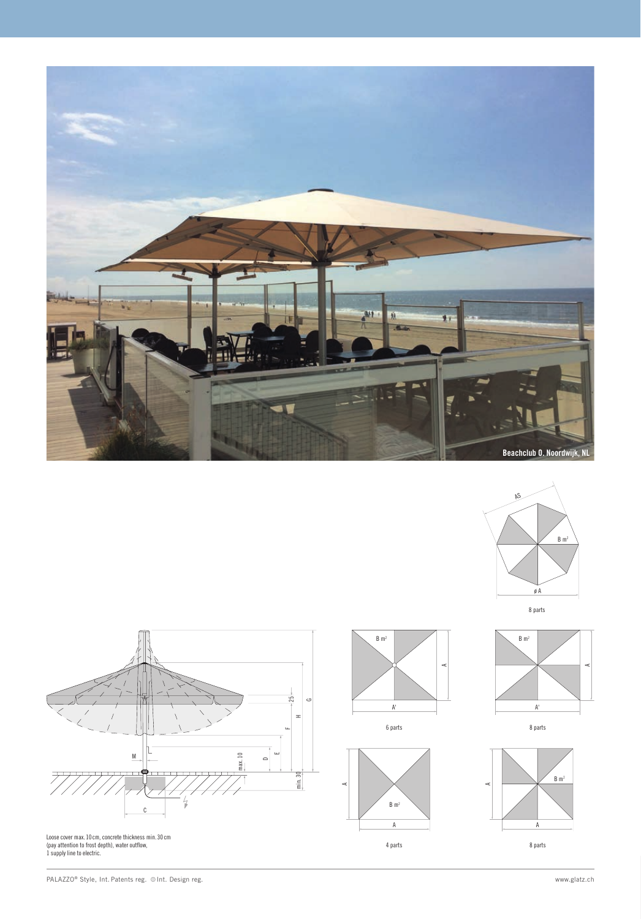Beachclub O. Noordwijk, NL

AS

B m²

ø A

8 parts

B m²

A

A'

6 parts

B m²

A

A'

8 parts

A

B m²

A

4 parts

A

B m²

A

8 parts

Loose cover max. 10 cm, concrete thickness min. 30 cm (pay attention to frost depth), water outflow, 1 supply line to electric.

PALAZZO® Style, Int. Patents reg. © Int. Design reg.

www.glatz.ch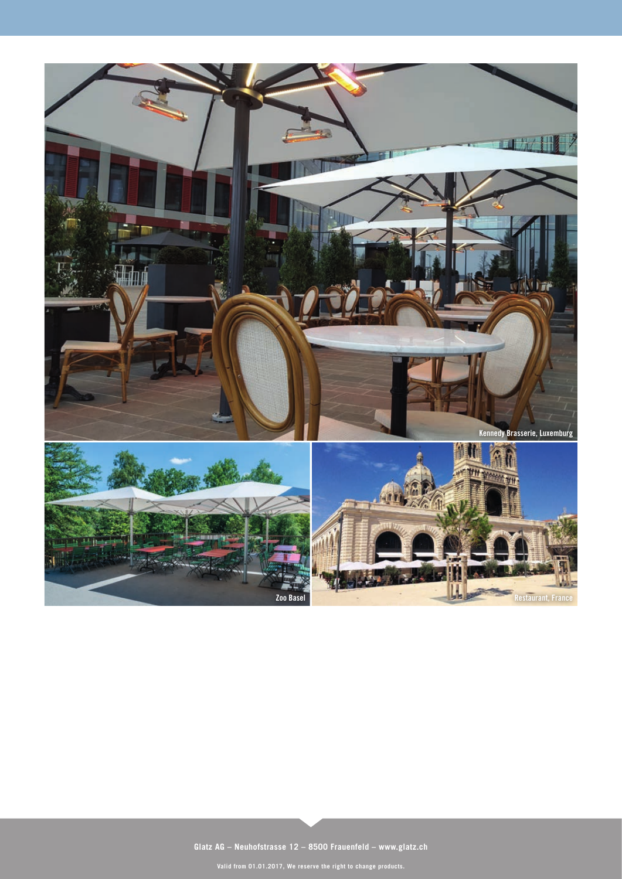Kennedy Brasserie, Luxemburg

Zoo Basel

Restaurant, France

Glatz AG – Neuhofstrasse 12 – 8500 Frauenfeld – www.glatz.ch

Valid from 01.01.2017, We reserve the right to change products.